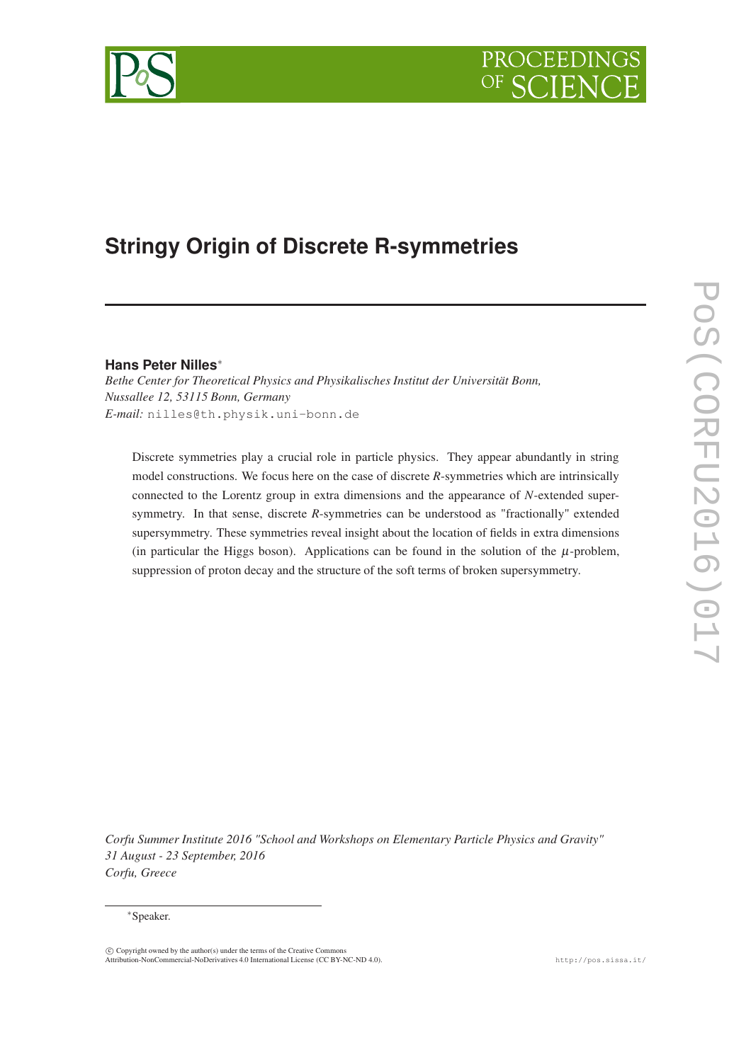# Stringy Origin of Discrete R-symmetries

**Hans Peter Nilles***

*Bethe Center for Theoretical Physics and Physikalisches Institut der Universität Bonn, Nussallee 12, 53115 Bonn, Germany*
*E-mail:* nilles@th.physik.uni-bonn.de

Discrete symmetries play a crucial role in particle physics. They appear abundantly in string model constructions. We focus here on the case of discrete $R$-symmetries which are intrinsically connected to the Lorentz group in extra dimensions and the appearance of $N$-extended supersymmetry. In that sense, discrete $R$-symmetries can be understood as "fractionally" extended supersymmetry. These symmetries reveal insight about the location of fields in extra dimensions (in particular the Higgs boson). Applications can be found in the solution of the $\mu$-problem, suppression of proton decay and the structure of the soft terms of broken supersymmetry.

*Corfu Summer Institute 2016 "School and Workshops on Elementary Particle Physics and Gravity"*
*31 August - 23 September, 2016*
*Corfu, Greece*

*Speaker.

© Copyright owned by the author(s) under the terms of the Creative Commons Attribution-NonCommercial-NoDerivatives 4.0 International License (CC BY-NC-ND 4.0).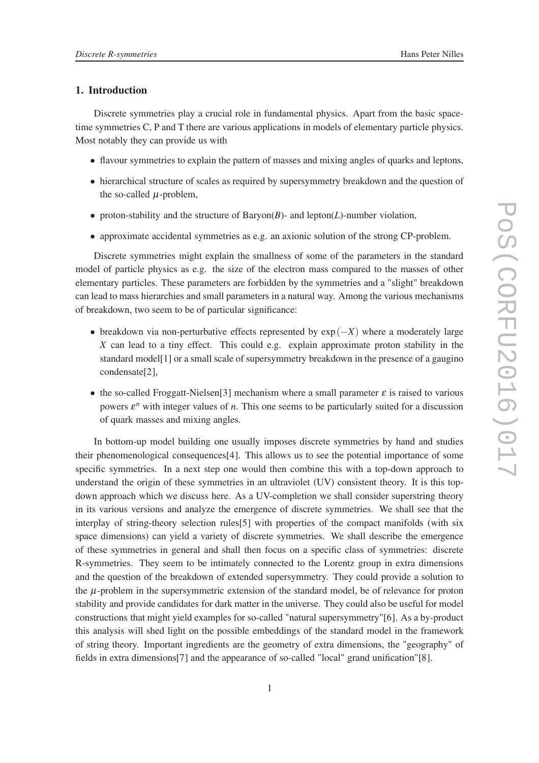## 1. Introduction

Discrete symmetries play a crucial role in fundamental physics. Apart from the basic space-time symmetries C, P and T there are various applications in models of elementary particle physics. Most notably they can provide us with

- flavour symmetries to explain the pattern of masses and mixing angles of quarks and leptons,
- hierarchical structure of scales as required by supersymmetry breakdown and the question of the so-called $\mu$-problem,
- proton-stability and the structure of Baryon($B$)- and lepton($L$)-number violation,
- approximate accidental symmetries as e.g. an axionic solution of the strong CP-problem.

Discrete symmetries might explain the smallness of some of the parameters in the standard model of particle physics as e.g. the size of the electron mass compared to the masses of other elementary particles. These parameters are forbidden by the symmetries and a "slight" breakdown can lead to mass hierarchies and small parameters in a natural way. Among the various mechanisms of breakdown, two seem to be of particular significance:

- breakdown via non-perturbative effects represented by $\exp(-X)$ where a moderately large $X$ can lead to a tiny effect. This could e.g. explain approximate proton stability in the standard model[1] or a small scale of supersymmetry breakdown in the presence of a gaugino condensate[2],
- the so-called Froggatt-Nielsen[3] mechanism where a small parameter $\varepsilon$ is raised to various powers $\varepsilon^n$ with integer values of $n$. This one seems to be particularly suited for a discussion of quark masses and mixing angles.

In bottom-up model building one usually imposes discrete symmetries by hand and studies their phenomenological consequences[4]. This allows us to see the potential importance of some specific symmetries. In a next step one would then combine this with a top-down approach to understand the origin of these symmetries in an ultraviolet (UV) consistent theory. It is this top-down approach which we discuss here. As a UV-completion we shall consider superstring theory in its various versions and analyze the emergence of discrete symmetries. We shall see that the interplay of string-theory selection rules[5] with properties of the compact manifolds (with six space dimensions) can yield a variety of discrete symmetries. We shall describe the emergence of these symmetries in general and shall then focus on a specific class of symmetries: discrete R-symmetries. They seem to be intimately connected to the Lorentz group in extra dimensions and the question of the breakdown of extended supersymmetry. They could provide a solution to the $\mu$-problem in the supersymmetric extension of the standard model, be of relevance for proton stability and provide candidates for dark matter in the universe. They could also be useful for model constructions that might yield examples for so-called "natural supersymmetry"[6]. As a by-product this analysis will shed light on the possible embeddings of the standard model in the framework of string theory. Important ingredients are the geometry of extra dimensions, the "geography" of fields in extra dimensions[7] and the appearance of so-called "local" grand unification"[8].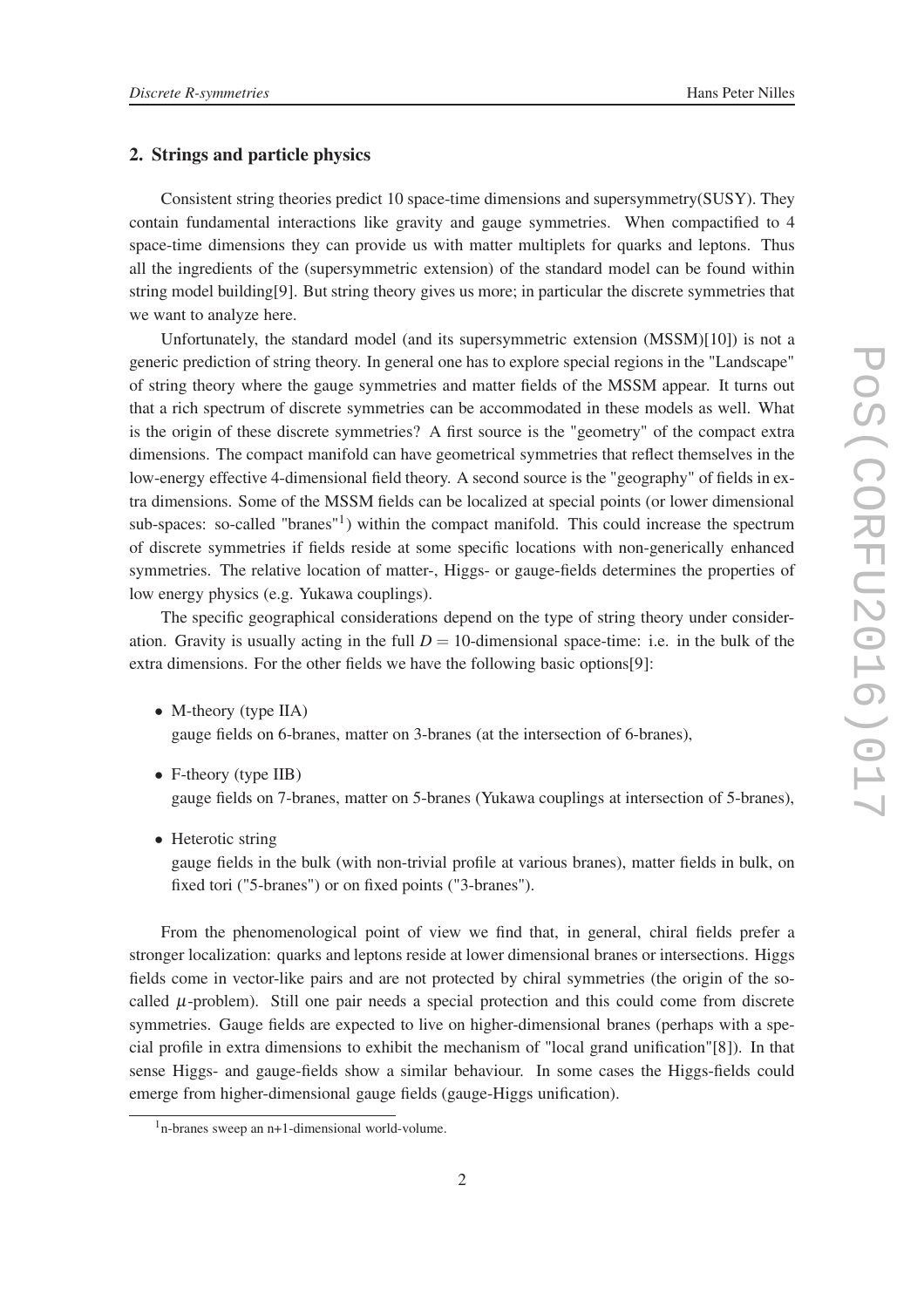## 2. Strings and particle physics

Consistent string theories predict 10 space-time dimensions and supersymmetry(SUSY). They contain fundamental interactions like gravity and gauge symmetries. When compactified to 4 space-time dimensions they can provide us with matter multiplets for quarks and leptons. Thus all the ingredients of the (supersymmetric extension) of the standard model can be found within string model building[9]. But string theory gives us more; in particular the discrete symmetries that we want to analyze here.

Unfortunately, the standard model (and its supersymmetric extension (MSSM)[10]) is not a generic prediction of string theory. In general one has to explore special regions in the "Landscape" of string theory where the gauge symmetries and matter fields of the MSSM appear. It turns out that a rich spectrum of discrete symmetries can be accommodated in these models as well. What is the origin of these discrete symmetries? A first source is the "geometry" of the compact extra dimensions. The compact manifold can have geometrical symmetries that reflect themselves in the low-energy effective 4-dimensional field theory. A second source is the "geography" of fields in extra dimensions. Some of the MSSM fields can be localized at special points (or lower dimensional sub-spaces: so-called "branes"[1]) within the compact manifold. This could increase the spectrum of discrete symmetries if fields reside at some specific locations with non-generically enhanced symmetries. The relative location of matter-, Higgs- or gauge-fields determines the properties of low energy physics (e.g. Yukawa couplings).

The specific geographical considerations depend on the type of string theory under consideration. Gravity is usually acting in the full $D = 10$-dimensional space-time: i.e. in the bulk of the extra dimensions. For the other fields we have the following basic options[9]:

- M-theory (type IIA)
  gauge fields on 6-branes, matter on 3-branes (at the intersection of 6-branes),
- F-theory (type IIB)
  gauge fields on 7-branes, matter on 5-branes (Yukawa couplings at intersection of 5-branes),
- Heterotic string
  gauge fields in the bulk (with non-trivial profile at various branes), matter fields in bulk, on fixed tori ("5-branes") or on fixed points ("3-branes").

From the phenomenological point of view we find that, in general, chiral fields prefer a stronger localization: quarks and leptons reside at lower dimensional branes or intersections. Higgs fields come in vector-like pairs and are not protected by chiral symmetries (the origin of the so-called $\mu$-problem). Still one pair needs a special protection and this could come from discrete symmetries. Gauge fields are expected to live on higher-dimensional branes (perhaps with a special profile in extra dimensions to exhibit the mechanism of "local grand unification"[8]). In that sense Higgs- and gauge-fields show a similar behaviour. In some cases the Higgs-fields could emerge from higher-dimensional gauge fields (gauge-Higgs unification).

[1] n-branes sweep an n+1-dimensional world-volume.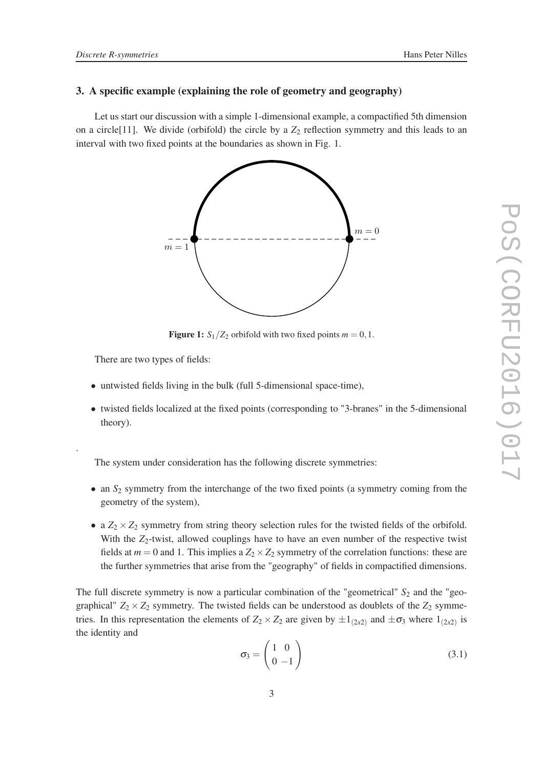## 3. A specific example (explaining the role of geometry and geography)

Let us start our discussion with a simple 1-dimensional example, a compactified 5th dimension on a circle[11]. We divide (orbifold) the circle by a $Z_2$ reflection symmetry and this leads to an interval with two fixed points at the boundaries as shown in Fig. 1.

**Figure 1:** $S_1/Z_2$ orbifold with two fixed points $m = 0, 1$.

There are two types of fields:

- untwisted fields living in the bulk (full 5-dimensional space-time),
- twisted fields localized at the fixed points (corresponding to "3-branes" in the 5-dimensional theory).

.

The system under consideration has the following discrete symmetries:

- an $S_2$ symmetry from the interchange of the two fixed points (a symmetry coming from the geometry of the system),
- a $Z_2 \times Z_2$ symmetry from string theory selection rules for the twisted fields of the orbifold. With the $Z_2$-twist, allowed couplings have to have an even number of the respective twist fields at $m = 0$ and 1. This implies a $Z_2 \times Z_2$ symmetry of the correlation functions: these are the further symmetries that arise from the "geography" of fields in compactified dimensions.

The full discrete symmetry is now a particular combination of the "geometrical" $S_2$ and the "geographical" $Z_2 \times Z_2$ symmetry. The twisted fields can be understood as doublets of the $Z_2$ symmetries. In this representation the elements of $Z_2 \times Z_2$ are given by $\pm 1_{(2x2)}$ and $\pm \sigma_3$ where $1_{(2x2)}$ is the identity and

$$\sigma_3 = \begin{pmatrix} 1 & 0 \\ 0 & -1 \end{pmatrix} \tag{3.1}$$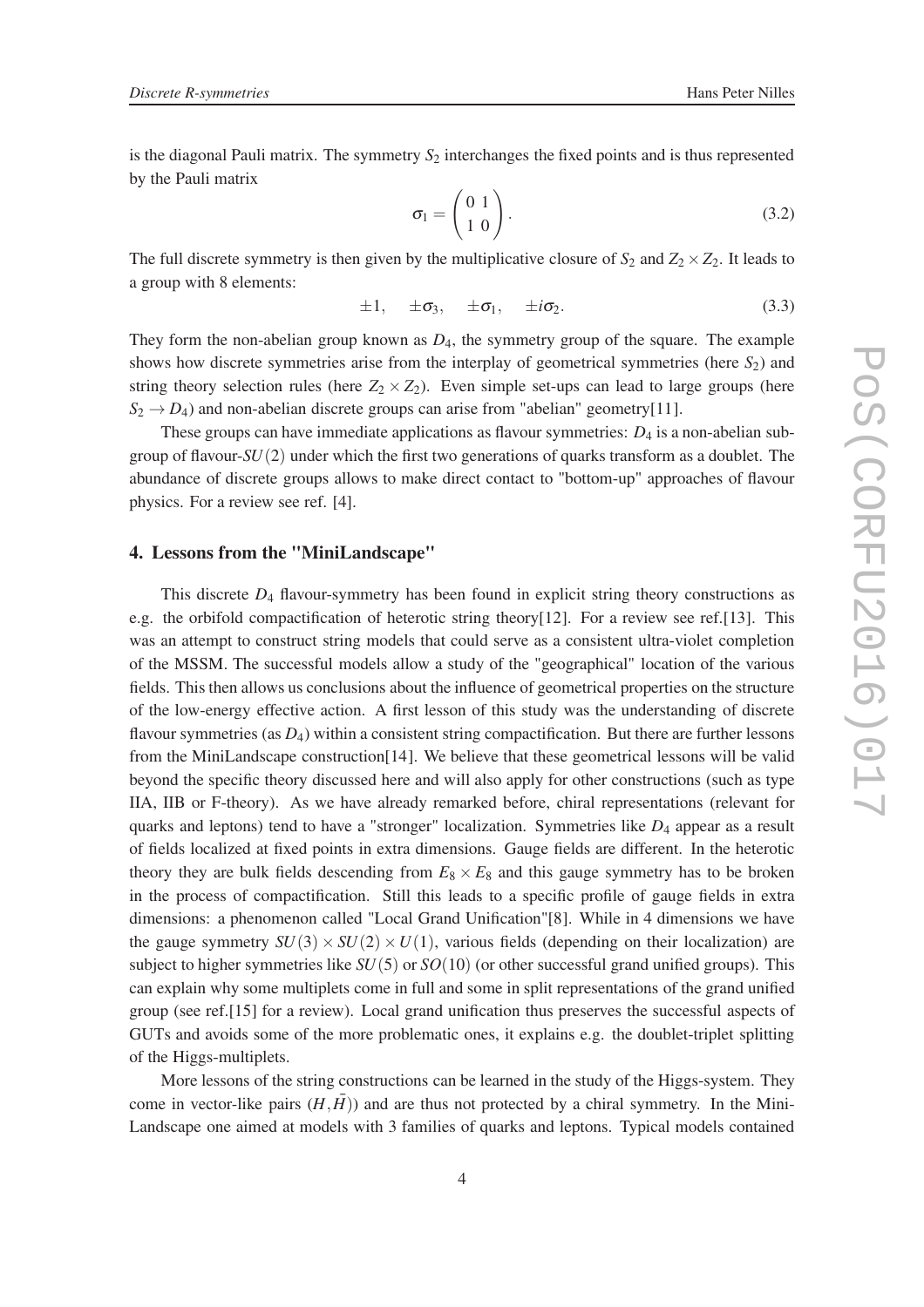is the diagonal Pauli matrix. The symmetry $S_2$ interchanges the fixed points and is thus represented by the Pauli matrix

$$\sigma_1 = \begin{pmatrix} 0 & 1 \\ 1 & 0 \end{pmatrix}. \tag{3.2}$$

The full discrete symmetry is then given by the multiplicative closure of $S_2$ and $Z_2 \times Z_2$. It leads to a group with 8 elements:

$$\pm 1, \quad \pm\sigma_3, \quad \pm\sigma_1, \quad \pm i\sigma_2. \tag{3.3}$$

They form the non-abelian group known as $D_4$, the symmetry group of the square. The example shows how discrete symmetries arise from the interplay of geometrical symmetries (here $S_2$) and string theory selection rules (here $Z_2 \times Z_2$). Even simple set-ups can lead to large groups (here $S_2 \to D_4$) and non-abelian discrete groups can arise from "abelian" geometry[11].

These groups can have immediate applications as flavour symmetries: $D_4$ is a non-abelian subgroup of flavour-$SU(2)$ under which the first two generations of quarks transform as a doublet. The abundance of discrete groups allows to make direct contact to "bottom-up" approaches of flavour physics. For a review see ref. [4].

## 4. Lessons from the "MiniLandscape"

This discrete $D_4$ flavour-symmetry has been found in explicit string theory constructions as e.g. the orbifold compactification of heterotic string theory[12]. For a review see ref.[13]. This was an attempt to construct string models that could serve as a consistent ultra-violet completion of the MSSM. The successful models allow a study of the "geographical" location of the various fields. This then allows us conclusions about the influence of geometrical properties on the structure of the low-energy effective action. A first lesson of this study was the understanding of discrete flavour symmetries (as $D_4$) within a consistent string compactification. But there are further lessons from the MiniLandscape construction[14]. We believe that these geometrical lessons will be valid beyond the specific theory discussed here and will also apply for other constructions (such as type IIA, IIB or F-theory). As we have already remarked before, chiral representations (relevant for quarks and leptons) tend to have a "stronger" localization. Symmetries like $D_4$ appear as a result of fields localized at fixed points in extra dimensions. Gauge fields are different. In the heterotic theory they are bulk fields descending from $E_8 \times E_8$ and this gauge symmetry has to be broken in the process of compactification. Still this leads to a specific profile of gauge fields in extra dimensions: a phenomenon called "Local Grand Unification"[8]. While in 4 dimensions we have the gauge symmetry $SU(3) \times SU(2) \times U(1)$, various fields (depending on their localization) are subject to higher symmetries like $SU(5)$ or $SO(10)$ (or other successful grand unified groups). This can explain why some multiplets come in full and some in split representations of the grand unified group (see ref.[15] for a review). Local grand unification thus preserves the successful aspects of GUTs and avoids some of the more problematic ones, it explains e.g. the doublet-triplet splitting of the Higgs-multiplets.

More lessons of the string constructions can be learned in the study of the Higgs-system. They come in vector-like pairs $(H, \bar{H})$) and are thus not protected by a chiral symmetry. In the MiniLandscape one aimed at models with 3 families of quarks and leptons. Typical models contained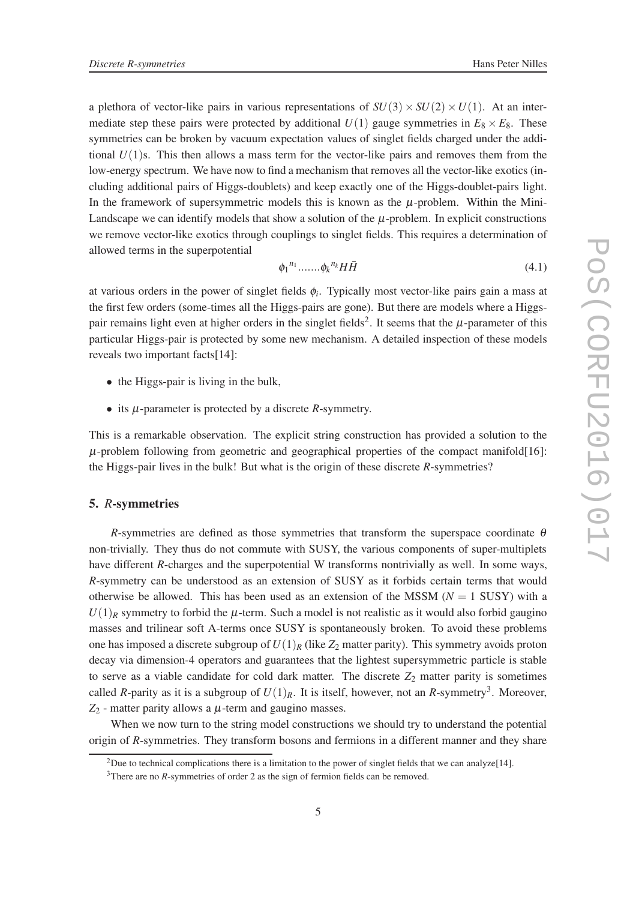a plethora of vector-like pairs in various representations of $SU(3) \times SU(2) \times U(1)$. At an intermediate step these pairs were protected by additional $U(1)$ gauge symmetries in $E_8 \times E_8$. These symmetries can be broken by vacuum expectation values of singlet fields charged under the additional $U(1)$s. This then allows a mass term for the vector-like pairs and removes them from the low-energy spectrum. We have now to find a mechanism that removes all the vector-like exotics (including additional pairs of Higgs-doublets) and keep exactly one of the Higgs-doublet-pairs light. In the framework of supersymmetric models this is known as the $\mu$-problem. Within the Mini-Landscape we can identify models that show a solution of the $\mu$-problem. In explicit constructions we remove vector-like exotics through couplings to singlet fields. This requires a determination of allowed terms in the superpotential

$$\phi_1{}^{n_1} \ldots\ldots \phi_k{}^{n_k} H \bar{H} \tag{4.1}$$

at various orders in the power of singlet fields $\phi_i$. Typically most vector-like pairs gain a mass at the first few orders (some-times all the Higgs-pairs are gone). But there are models where a Higgs-pair remains light even at higher orders in the singlet fields[2]. It seems that the $\mu$-parameter of this particular Higgs-pair is protected by some new mechanism. A detailed inspection of these models reveals two important facts[14]:

- the Higgs-pair is living in the bulk,
- its $\mu$-parameter is protected by a discrete *R*-symmetry.

This is a remarkable observation. The explicit string construction has provided a solution to the $\mu$-problem following from geometric and geographical properties of the compact manifold[16]: the Higgs-pair lives in the bulk! But what is the origin of these discrete *R*-symmetries?

## 5. *R*-symmetries

*R*-symmetries are defined as those symmetries that transform the superspace coordinate $\theta$ non-trivially. They thus do not commute with SUSY, the various components of super-multiplets have different *R*-charges and the superpotential W transforms nontrivially as well. In some ways, *R*-symmetry can be understood as an extension of SUSY as it forbids certain terms that would otherwise be allowed. This has been used as an extension of the MSSM ($N = 1$ SUSY) with a $U(1)_R$ symmetry to forbid the $\mu$-term. Such a model is not realistic as it would also forbid gaugino masses and trilinear soft A-terms once SUSY is spontaneously broken. To avoid these problems one has imposed a discrete subgroup of $U(1)_R$ (like $Z_2$ matter parity). This symmetry avoids proton decay via dimension-4 operators and guarantees that the lightest supersymmetric particle is stable to serve as a viable candidate for cold dark matter. The discrete $Z_2$ matter parity is sometimes called *R*-parity as it is a subgroup of $U(1)_R$. It is itself, however, not an *R*-symmetry[3]. Moreover, $Z_2$ - matter parity allows a $\mu$-term and gaugino masses.

When we now turn to the string model constructions we should try to understand the potential origin of *R*-symmetries. They transform bosons and fermions in a different manner and they share

[2]Due to technical complications there is a limitation to the power of singlet fields that we can analyze[14].

[3]There are no *R*-symmetries of order 2 as the sign of fermion fields can be removed.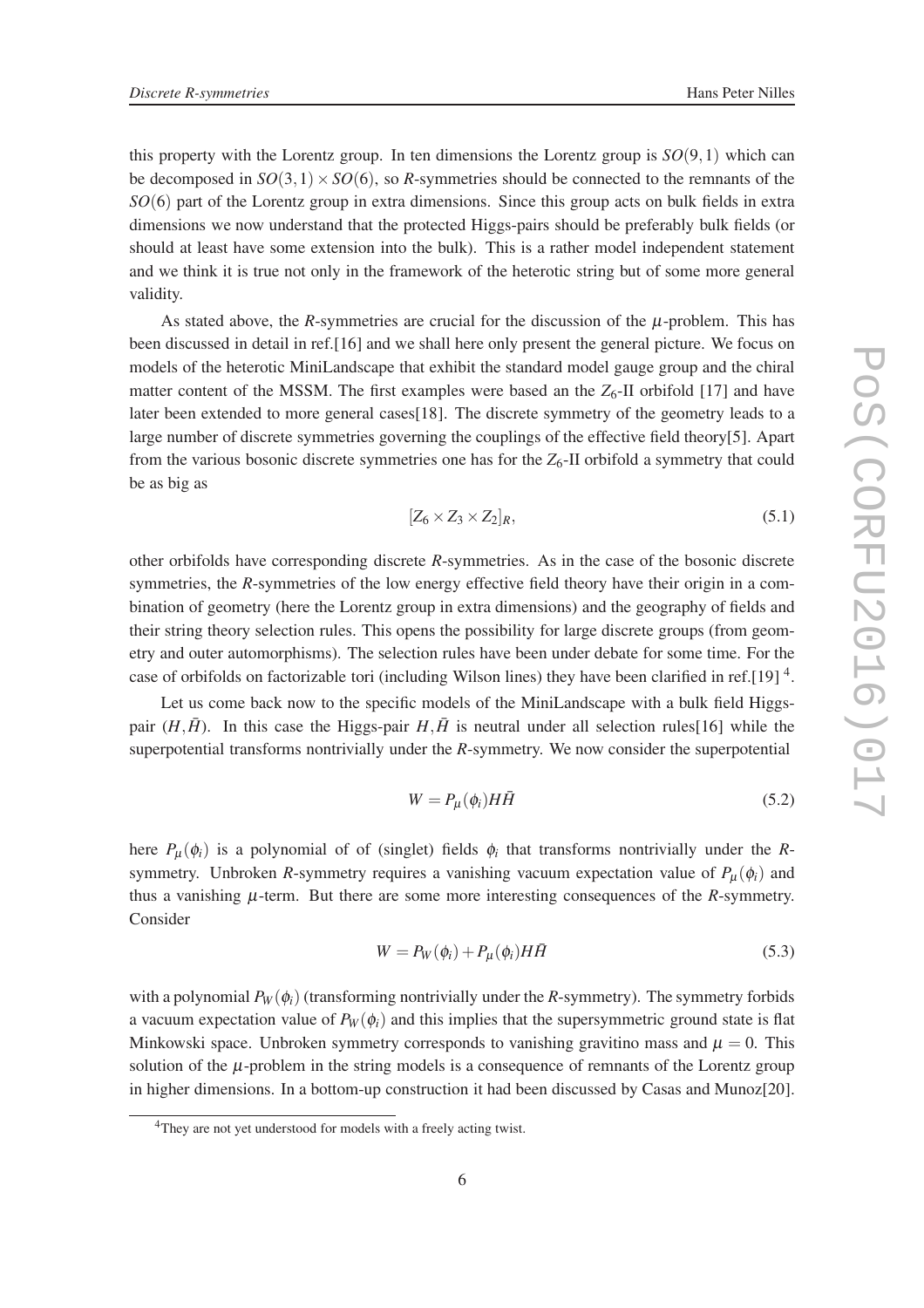this property with the Lorentz group. In ten dimensions the Lorentz group is $SO(9,1)$ which can be decomposed in $SO(3,1)\times SO(6)$, so *R*-symmetries should be connected to the remnants of the $SO(6)$ part of the Lorentz group in extra dimensions. Since this group acts on bulk fields in extra dimensions we now understand that the protected Higgs-pairs should be preferably bulk fields (or should at least have some extension into the bulk). This is a rather model independent statement and we think it is true not only in the framework of the heterotic string but of some more general validity.

As stated above, the *R*-symmetries are crucial for the discussion of the $\mu$-problem. This has been discussed in detail in ref.[16] and we shall here only present the general picture. We focus on models of the heterotic MiniLandscape that exhibit the standard model gauge group and the chiral matter content of the MSSM. The first examples were based an the $Z_6$-II orbifold [17] and have later been extended to more general cases[18]. The discrete symmetry of the geometry leads to a large number of discrete symmetries governing the couplings of the effective field theory[5]. Apart from the various bosonic discrete symmetries one has for the $Z_6$-II orbifold a symmetry that could be as big as

$$[Z_6 \times Z_3 \times Z_2]_R, \tag{5.1}$$

other orbifolds have corresponding discrete *R*-symmetries. As in the case of the bosonic discrete symmetries, the *R*-symmetries of the low energy effective field theory have their origin in a combination of geometry (here the Lorentz group in extra dimensions) and the geography of fields and their string theory selection rules. This opens the possibility for large discrete groups (from geometry and outer automorphisms). The selection rules have been under debate for some time. For the case of orbifolds on factorizable tori (including Wilson lines) they have been clarified in ref.[19] [4].

Let us come back now to the specific models of the MiniLandscape with a bulk field Higgs-pair $(H,\bar{H})$. In this case the Higgs-pair $H,\bar{H}$ is neutral under all selection rules[16] while the superpotential transforms nontrivially under the *R*-symmetry. We now consider the superpotential

$$W = P_\mu(\phi_i) H\bar{H} \tag{5.2}$$

here $P_\mu(\phi_i)$ is a polynomial of of (singlet) fields $\phi_i$ that transforms nontrivially under the *R*-symmetry. Unbroken *R*-symmetry requires a vanishing vacuum expectation value of $P_\mu(\phi_i)$ and thus a vanishing $\mu$-term. But there are some more interesting consequences of the *R*-symmetry. Consider

$$W = P_W(\phi_i) + P_\mu(\phi_i) H\bar{H} \tag{5.3}$$

with a polynomial $P_W(\phi_i)$ (transforming nontrivially under the *R*-symmetry). The symmetry forbids a vacuum expectation value of $P_W(\phi_i)$ and this implies that the supersymmetric ground state is flat Minkowski space. Unbroken symmetry corresponds to vanishing gravitino mass and $\mu = 0$. This solution of the $\mu$-problem in the string models is a consequence of remnants of the Lorentz group in higher dimensions. In a bottom-up construction it had been discussed by Casas and Munoz[20].

[4] They are not yet understood for models with a freely acting twist.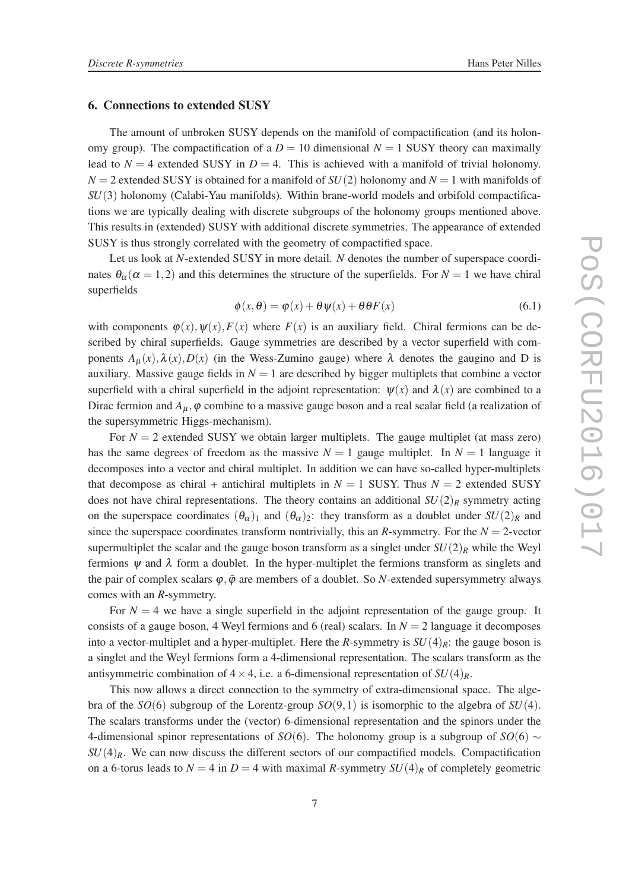## 6. Connections to extended SUSY

The amount of unbroken SUSY depends on the manifold of compactification (and its holonomy group). The compactification of a $D = 10$ dimensional $N = 1$ SUSY theory can maximally lead to $N = 4$ extended SUSY in $D = 4$. This is achieved with a manifold of trivial holonomy. $N = 2$ extended SUSY is obtained for a manifold of $SU(2)$ holonomy and $N = 1$ with manifolds of $SU(3)$ holonomy (Calabi-Yau manifolds). Within brane-world models and orbifold compactifications we are typically dealing with discrete subgroups of the holonomy groups mentioned above. This results in (extended) SUSY with additional discrete symmetries. The appearance of extended SUSY is thus strongly correlated with the geometry of compactified space.

Let us look at $N$-extended SUSY in more detail. $N$ denotes the number of superspace coordinates $\theta_\alpha(\alpha = 1,2)$ and this determines the structure of the superfields. For $N = 1$ we have chiral superfields

$$\phi(x,\theta) = \varphi(x) + \theta\psi(x) + \theta\theta F(x) \tag{6.1}$$

with components $\varphi(x), \psi(x), F(x)$ where $F(x)$ is an auxiliary field. Chiral fermions can be described by chiral superfields. Gauge symmetries are described by a vector superfield with components $A_\mu(x), \lambda(x), D(x)$ (in the Wess-Zumino gauge) where $\lambda$ denotes the gaugino and D is auxiliary. Massive gauge fields in $N = 1$ are described by bigger multiplets that combine a vector superfield with a chiral superfield in the adjoint representation: $\psi(x)$ and $\lambda(x)$ are combined to a Dirac fermion and $A_\mu, \varphi$ combine to a massive gauge boson and a real scalar field (a realization of the supersymmetric Higgs-mechanism).

For $N = 2$ extended SUSY we obtain larger multiplets. The gauge multiplet (at mass zero) has the same degrees of freedom as the massive $N = 1$ gauge multiplet. In $N = 1$ language it decomposes into a vector and chiral multiplet. In addition we can have so-called hyper-multiplets that decompose as chiral + antichiral multiplets in $N = 1$ SUSY. Thus $N = 2$ extended SUSY does not have chiral representations. The theory contains an additional $SU(2)_R$ symmetry acting on the superspace coordinates $(\theta_\alpha)_1$ and $(\theta_\alpha)_2$: they transform as a doublet under $SU(2)_R$ and since the superspace coordinates transform nontrivially, this an $R$-symmetry. For the $N = 2$-vector supermultiplet the scalar and the gauge boson transform as a singlet under $SU(2)_R$ while the Weyl fermions $\psi$ and $\lambda$ form a doublet. In the hyper-multiplet the fermions transform as singlets and the pair of complex scalars $\varphi, \bar{\varphi}$ are members of a doublet. So $N$-extended supersymmetry always comes with an $R$-symmetry.

For $N = 4$ we have a single superfield in the adjoint representation of the gauge group. It consists of a gauge boson, 4 Weyl fermions and 6 (real) scalars. In $N = 2$ language it decomposes into a vector-multiplet and a hyper-multiplet. Here the $R$-symmetry is $SU(4)_R$: the gauge boson is a singlet and the Weyl fermions form a 4-dimensional representation. The scalars transform as the antisymmetric combination of $4 \times 4$, i.e. a 6-dimensional representation of $SU(4)_R$.

This now allows a direct connection to the symmetry of extra-dimensional space. The algebra of the $SO(6)$ subgroup of the Lorentz-group $SO(9,1)$ is isomorphic to the algebra of $SU(4)$. The scalars transforms under the (vector) 6-dimensional representation and the spinors under the 4-dimensional spinor representations of $SO(6)$. The holonomy group is a subgroup of $SO(6) \sim SU(4)_R$. We can now discuss the different sectors of our compactified models. Compactification on a 6-torus leads to $N = 4$ in $D = 4$ with maximal $R$-symmetry $SU(4)_R$ of completely geometric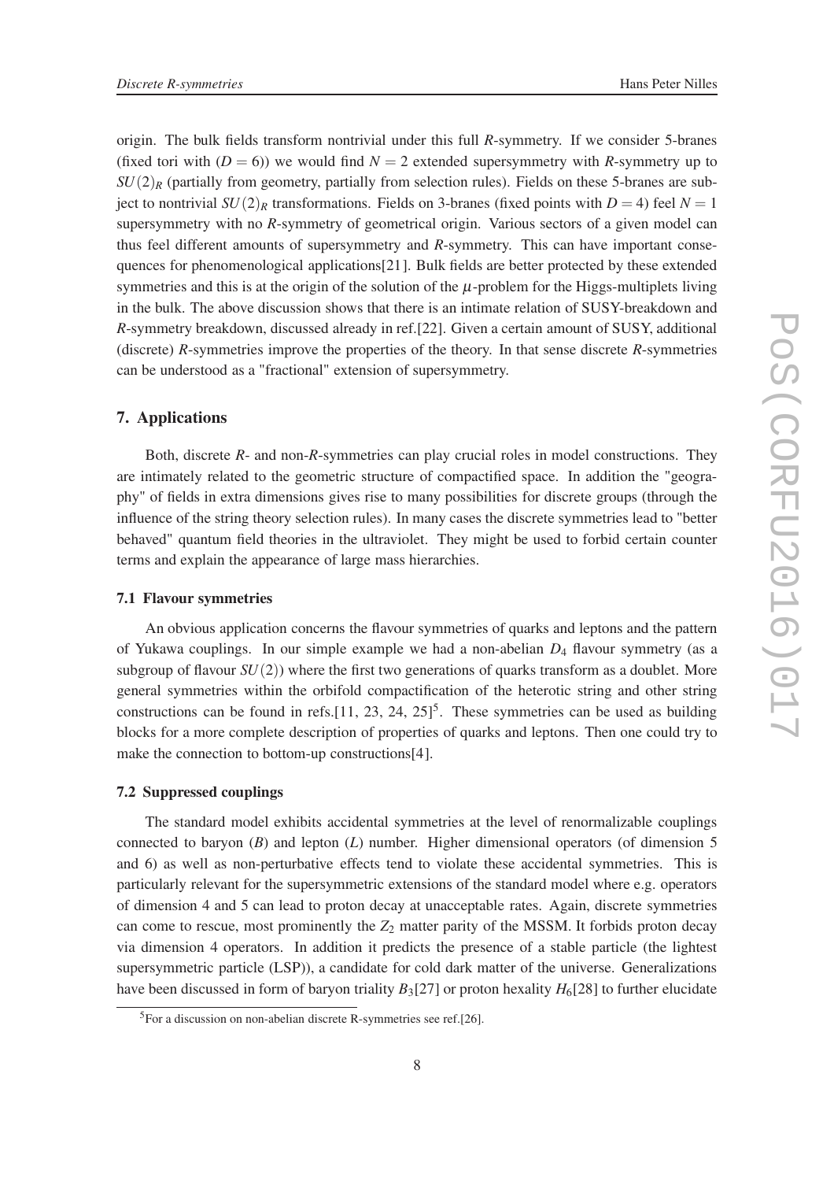origin. The bulk fields transform nontrivial under this full $R$-symmetry. If we consider 5-branes (fixed tori with $(D=6)$) we would find $N=2$ extended supersymmetry with $R$-symmetry up to $SU(2)_R$ (partially from geometry, partially from selection rules). Fields on these 5-branes are subject to nontrivial $SU(2)_R$ transformations. Fields on 3-branes (fixed points with $D=4$) feel $N=1$ supersymmetry with no $R$-symmetry of geometrical origin. Various sectors of a given model can thus feel different amounts of supersymmetry and $R$-symmetry. This can have important consequences for phenomenological applications[21]. Bulk fields are better protected by these extended symmetries and this is at the origin of the solution of the $\mu$-problem for the Higgs-multiplets living in the bulk. The above discussion shows that there is an intimate relation of SUSY-breakdown and $R$-symmetry breakdown, discussed already in ref.[22]. Given a certain amount of SUSY, additional (discrete) $R$-symmetries improve the properties of the theory. In that sense discrete $R$-symmetries can be understood as a "fractional" extension of supersymmetry.

## 7. Applications

Both, discrete $R$- and non-$R$-symmetries can play crucial roles in model constructions. They are intimately related to the geometric structure of compactified space. In addition the "geography" of fields in extra dimensions gives rise to many possibilities for discrete groups (through the influence of the string theory selection rules). In many cases the discrete symmetries lead to "better behaved" quantum field theories in the ultraviolet. They might be used to forbid certain counter terms and explain the appearance of large mass hierarchies.

### 7.1 Flavour symmetries

An obvious application concerns the flavour symmetries of quarks and leptons and the pattern of Yukawa couplings. In our simple example we had a non-abelian $D_4$ flavour symmetry (as a subgroup of flavour $SU(2)$) where the first two generations of quarks transform as a doublet. More general symmetries within the orbifold compactification of the heterotic string and other string constructions can be found in refs.[11, 23, 24, 25][5]. These symmetries can be used as building blocks for a more complete description of properties of quarks and leptons. Then one could try to make the connection to bottom-up constructions[4].

### 7.2 Suppressed couplings

The standard model exhibits accidental symmetries at the level of renormalizable couplings connected to baryon ($B$) and lepton ($L$) number. Higher dimensional operators (of dimension 5 and 6) as well as non-perturbative effects tend to violate these accidental symmetries. This is particularly relevant for the supersymmetric extensions of the standard model where e.g. operators of dimension 4 and 5 can lead to proton decay at unacceptable rates. Again, discrete symmetries can come to rescue, most prominently the $Z_2$ matter parity of the MSSM. It forbids proton decay via dimension 4 operators. In addition it predicts the presence of a stable particle (the lightest supersymmetric particle (LSP)), a candidate for cold dark matter of the universe. Generalizations have been discussed in form of baryon triality $B_3$[27] or proton hexality $H_6$[28] to further elucidate

[5]For a discussion on non-abelian discrete R-symmetries see ref.[26].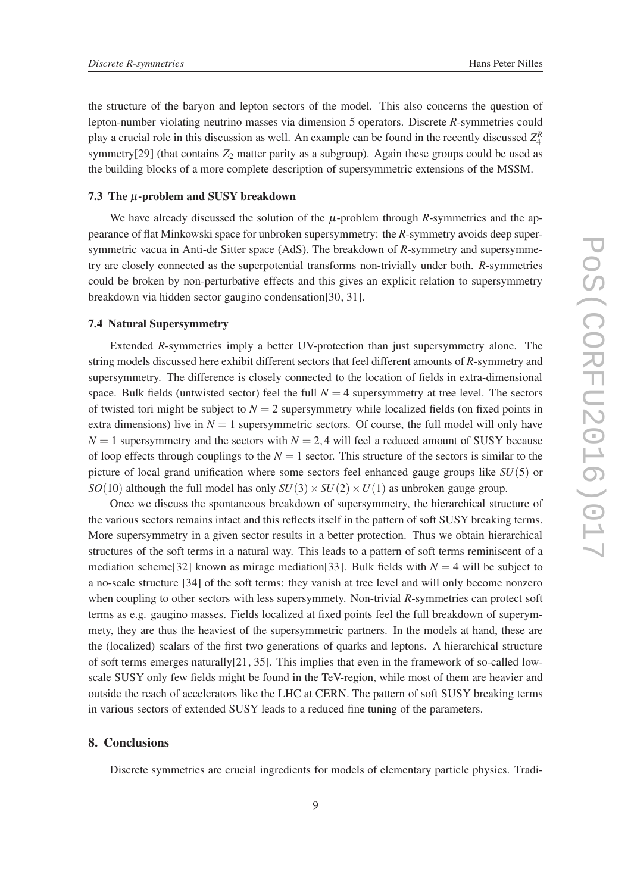the structure of the baryon and lepton sectors of the model. This also concerns the question of lepton-number violating neutrino masses via dimension 5 operators. Discrete *R*-symmetries could play a crucial role in this discussion as well. An example can be found in the recently discussed $Z_4^R$ symmetry[29] (that contains $Z_2$ matter parity as a subgroup). Again these groups could be used as the building blocks of a more complete description of supersymmetric extensions of the MSSM.

### 7.3 The $\mu$-problem and SUSY breakdown

We have already discussed the solution of the $\mu$-problem through *R*-symmetries and the appearance of flat Minkowski space for unbroken supersymmetry: the *R*-symmetry avoids deep supersymmetric vacua in Anti-de Sitter space (AdS). The breakdown of *R*-symmetry and supersymmetry are closely connected as the superpotential transforms non-trivially under both. *R*-symmetries could be broken by non-perturbative effects and this gives an explicit relation to supersymmetry breakdown via hidden sector gaugino condensation[30, 31].

### 7.4 Natural Supersymmetry

Extended *R*-symmetries imply a better UV-protection than just supersymmetry alone. The string models discussed here exhibit different sectors that feel different amounts of *R*-symmetry and supersymmetry. The difference is closely connected to the location of fields in extra-dimensional space. Bulk fields (untwisted sector) feel the full $N = 4$ supersymmetry at tree level. The sectors of twisted tori might be subject to $N = 2$ supersymmetry while localized fields (on fixed points in extra dimensions) live in $N = 1$ supersymmetric sectors. Of course, the full model will only have $N = 1$ supersymmetry and the sectors with $N = 2, 4$ will feel a reduced amount of SUSY because of loop effects through couplings to the $N = 1$ sector. This structure of the sectors is similar to the picture of local grand unification where some sectors feel enhanced gauge groups like $SU(5)$ or $SO(10)$ although the full model has only $SU(3) \times SU(2) \times U(1)$ as unbroken gauge group.

Once we discuss the spontaneous breakdown of supersymmetry, the hierarchical structure of the various sectors remains intact and this reflects itself in the pattern of soft SUSY breaking terms. More supersymmetry in a given sector results in a better protection. Thus we obtain hierarchical structures of the soft terms in a natural way. This leads to a pattern of soft terms reminiscent of a mediation scheme[32] known as mirage mediation[33]. Bulk fields with $N = 4$ will be subject to a no-scale structure [34] of the soft terms: they vanish at tree level and will only become nonzero when coupling to other sectors with less supersymmety. Non-trivial *R*-symmetries can protect soft terms as e.g. gaugino masses. Fields localized at fixed points feel the full breakdown of superymmety, they are thus the heaviest of the supersymmetric partners. In the models at hand, these are the (localized) scalars of the first two generations of quarks and leptons. A hierarchical structure of soft terms emerges naturally[21, 35]. This implies that even in the framework of so-called low-scale SUSY only few fields might be found in the TeV-region, while most of them are heavier and outside the reach of accelerators like the LHC at CERN. The pattern of soft SUSY breaking terms in various sectors of extended SUSY leads to a reduced fine tuning of the parameters.

## 8. Conclusions

Discrete symmetries are crucial ingredients for models of elementary particle physics. Tradi-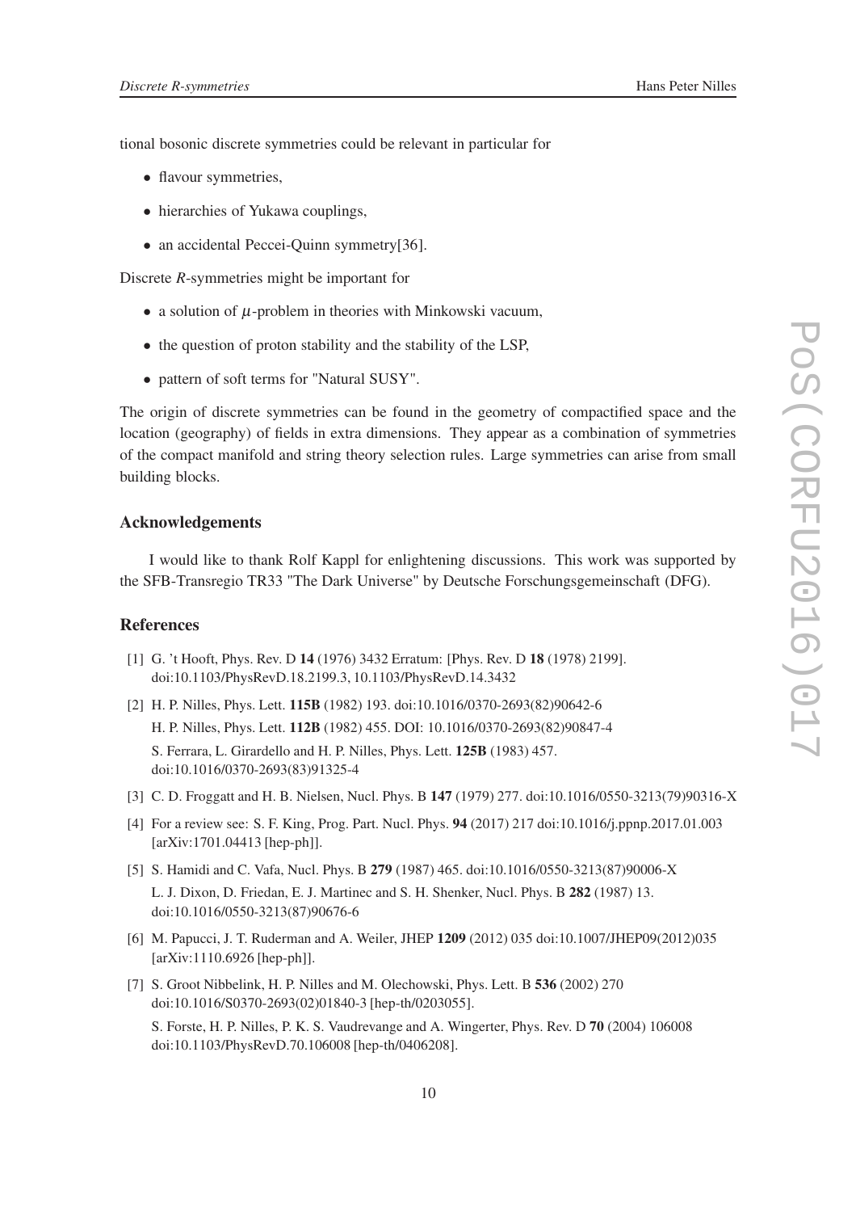tional bosonic discrete symmetries could be relevant in particular for

- flavour symmetries,
- hierarchies of Yukawa couplings,
- an accidental Peccei-Quinn symmetry[36].

Discrete *R*-symmetries might be important for

- a solution of $\mu$-problem in theories with Minkowski vacuum,
- the question of proton stability and the stability of the LSP,
- pattern of soft terms for "Natural SUSY".

The origin of discrete symmetries can be found in the geometry of compactified space and the location (geography) of fields in extra dimensions. They appear as a combination of symmetries of the compact manifold and string theory selection rules. Large symmetries can arise from small building blocks.

## Acknowledgements

I would like to thank Rolf Kappl for enlightening discussions. This work was supported by the SFB-Transregio TR33 "The Dark Universe" by Deutsche Forschungsgemeinschaft (DFG).

## References

[1] G. 't Hooft, Phys. Rev. D **14** (1976) 3432 Erratum: [Phys. Rev. D **18** (1978) 2199]. doi:10.1103/PhysRevD.18.2199.3, 10.1103/PhysRevD.14.3432

[2] H. P. Nilles, Phys. Lett. **115B** (1982) 193. doi:10.1016/0370-2693(82)90642-6
H. P. Nilles, Phys. Lett. **112B** (1982) 455. DOI: 10.1016/0370-2693(82)90847-4
S. Ferrara, L. Girardello and H. P. Nilles, Phys. Lett. **125B** (1983) 457. doi:10.1016/0370-2693(83)91325-4

[3] C. D. Froggatt and H. B. Nielsen, Nucl. Phys. B **147** (1979) 277. doi:10.1016/0550-3213(79)90316-X

[4] For a review see: S. F. King, Prog. Part. Nucl. Phys. **94** (2017) 217 doi:10.1016/j.ppnp.2017.01.003 [arXiv:1701.04413 [hep-ph]].

[5] S. Hamidi and C. Vafa, Nucl. Phys. B **279** (1987) 465. doi:10.1016/0550-3213(87)90006-X
L. J. Dixon, D. Friedan, E. J. Martinec and S. H. Shenker, Nucl. Phys. B **282** (1987) 13. doi:10.1016/0550-3213(87)90676-6

[6] M. Papucci, J. T. Ruderman and A. Weiler, JHEP **1209** (2012) 035 doi:10.1007/JHEP09(2012)035 [arXiv:1110.6926 [hep-ph]].

[7] S. Groot Nibbelink, H. P. Nilles and M. Olechowski, Phys. Lett. B **536** (2002) 270 doi:10.1016/S0370-2693(02)01840-3 [hep-th/0203055].
S. Forste, H. P. Nilles, P. K. S. Vaudrevange and A. Wingerter, Phys. Rev. D **70** (2004) 106008 doi:10.1103/PhysRevD.70.106008 [hep-th/0406208].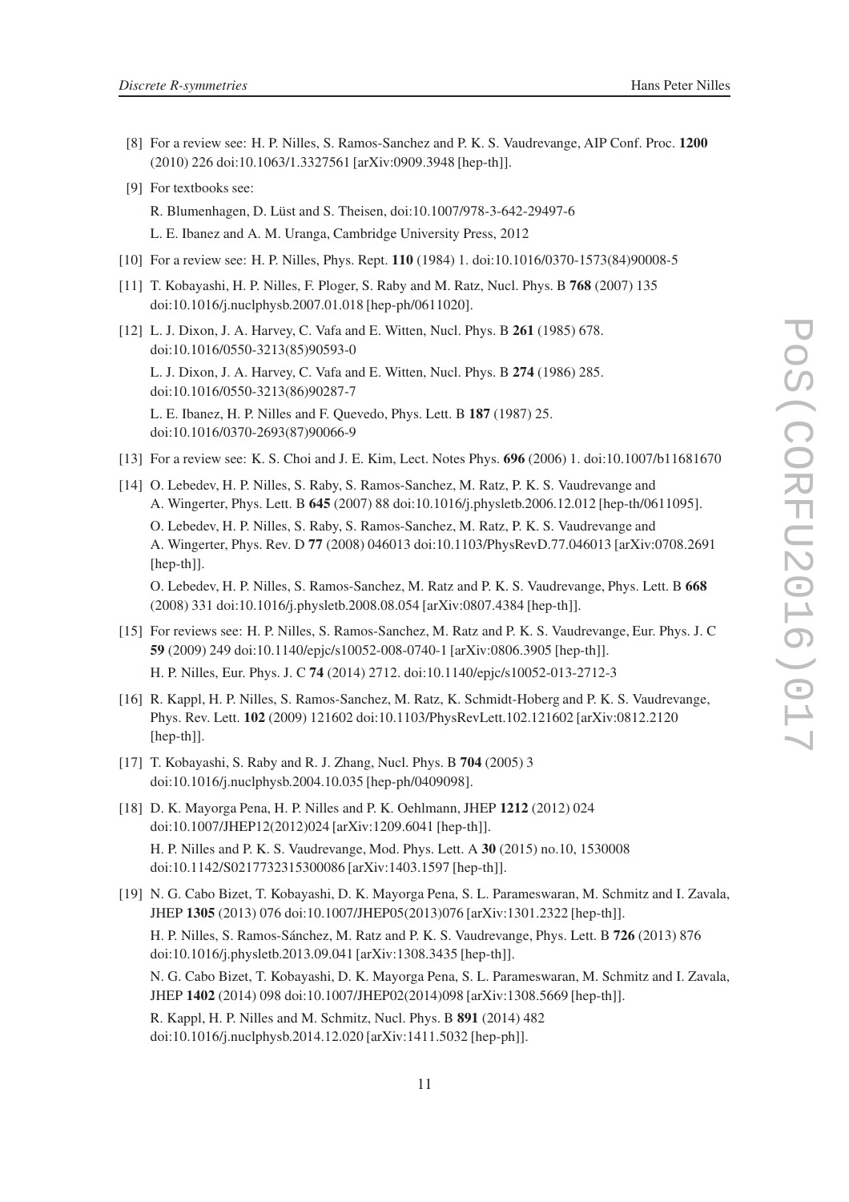[8] For a review see: H. P. Nilles, S. Ramos-Sanchez and P. K. S. Vaudrevange, AIP Conf. Proc. **1200** (2010) 226 doi:10.1063/1.3327561 [arXiv:0909.3948 [hep-th]].

[9] For textbooks see:

R. Blumenhagen, D. Lüst and S. Theisen, doi:10.1007/978-3-642-29497-6

L. E. Ibanez and A. M. Uranga, Cambridge University Press, 2012

[10] For a review see: H. P. Nilles, Phys. Rept. **110** (1984) 1. doi:10.1016/0370-1573(84)90008-5

[11] T. Kobayashi, H. P. Nilles, F. Ploger, S. Raby and M. Ratz, Nucl. Phys. B **768** (2007) 135 doi:10.1016/j.nuclphysb.2007.01.018 [hep-ph/0611020].

[12] L. J. Dixon, J. A. Harvey, C. Vafa and E. Witten, Nucl. Phys. B **261** (1985) 678. doi:10.1016/0550-3213(85)90593-0

L. J. Dixon, J. A. Harvey, C. Vafa and E. Witten, Nucl. Phys. B **274** (1986) 285. doi:10.1016/0550-3213(86)90287-7

L. E. Ibanez, H. P. Nilles and F. Quevedo, Phys. Lett. B **187** (1987) 25. doi:10.1016/0370-2693(87)90066-9

[13] For a review see: K. S. Choi and J. E. Kim, Lect. Notes Phys. **696** (2006) 1. doi:10.1007/b11681670

[14] O. Lebedev, H. P. Nilles, S. Raby, S. Ramos-Sanchez, M. Ratz, P. K. S. Vaudrevange and A. Wingerter, Phys. Lett. B **645** (2007) 88 doi:10.1016/j.physletb.2006.12.012 [hep-th/0611095].

O. Lebedev, H. P. Nilles, S. Raby, S. Ramos-Sanchez, M. Ratz, P. K. S. Vaudrevange and A. Wingerter, Phys. Rev. D **77** (2008) 046013 doi:10.1103/PhysRevD.77.046013 [arXiv:0708.2691 [hep-th]].

O. Lebedev, H. P. Nilles, S. Ramos-Sanchez, M. Ratz and P. K. S. Vaudrevange, Phys. Lett. B **668** (2008) 331 doi:10.1016/j.physletb.2008.08.054 [arXiv:0807.4384 [hep-th]].

[15] For reviews see: H. P. Nilles, S. Ramos-Sanchez, M. Ratz and P. K. S. Vaudrevange, Eur. Phys. J. C **59** (2009) 249 doi:10.1140/epjc/s10052-008-0740-1 [arXiv:0806.3905 [hep-th]].

H. P. Nilles, Eur. Phys. J. C **74** (2014) 2712. doi:10.1140/epjc/s10052-013-2712-3

[16] R. Kappl, H. P. Nilles, S. Ramos-Sanchez, M. Ratz, K. Schmidt-Hoberg and P. K. S. Vaudrevange, Phys. Rev. Lett. **102** (2009) 121602 doi:10.1103/PhysRevLett.102.121602 [arXiv:0812.2120 [hep-th]].

[17] T. Kobayashi, S. Raby and R. J. Zhang, Nucl. Phys. B **704** (2005) 3 doi:10.1016/j.nuclphysb.2004.10.035 [hep-ph/0409098].

[18] D. K. Mayorga Pena, H. P. Nilles and P. K. Oehlmann, JHEP **1212** (2012) 024 doi:10.1007/JHEP12(2012)024 [arXiv:1209.6041 [hep-th]].

H. P. Nilles and P. K. S. Vaudrevange, Mod. Phys. Lett. A **30** (2015) no.10, 1530008 doi:10.1142/S0217732315300086 [arXiv:1403.1597 [hep-th]].

[19] N. G. Cabo Bizet, T. Kobayashi, D. K. Mayorga Pena, S. L. Parameswaran, M. Schmitz and I. Zavala, JHEP **1305** (2013) 076 doi:10.1007/JHEP05(2013)076 [arXiv:1301.2322 [hep-th]].

H. P. Nilles, S. Ramos-Sánchez, M. Ratz and P. K. S. Vaudrevange, Phys. Lett. B **726** (2013) 876 doi:10.1016/j.physletb.2013.09.041 [arXiv:1308.3435 [hep-th]].

N. G. Cabo Bizet, T. Kobayashi, D. K. Mayorga Pena, S. L. Parameswaran, M. Schmitz and I. Zavala, JHEP **1402** (2014) 098 doi:10.1007/JHEP02(2014)098 [arXiv:1308.5669 [hep-th]].

R. Kappl, H. P. Nilles and M. Schmitz, Nucl. Phys. B **891** (2014) 482 doi:10.1016/j.nuclphysb.2014.12.020 [arXiv:1411.5032 [hep-ph]].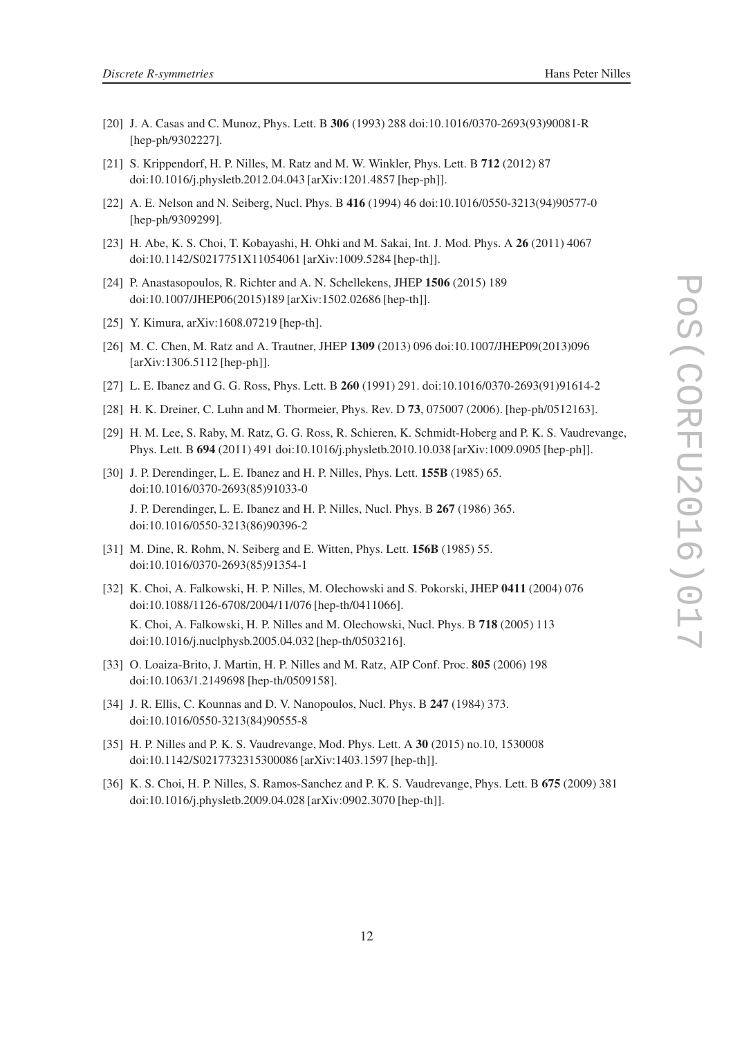[20] J. A. Casas and C. Munoz, Phys. Lett. B **306** (1993) 288 doi:10.1016/0370-2693(93)90081-R [hep-ph/9302227].

[21] S. Krippendorf, H. P. Nilles, M. Ratz and M. W. Winkler, Phys. Lett. B **712** (2012) 87 doi:10.1016/j.physletb.2012.04.043 [arXiv:1201.4857 [hep-ph]].

[22] A. E. Nelson and N. Seiberg, Nucl. Phys. B **416** (1994) 46 doi:10.1016/0550-3213(94)90577-0 [hep-ph/9309299].

[23] H. Abe, K. S. Choi, T. Kobayashi, H. Ohki and M. Sakai, Int. J. Mod. Phys. A **26** (2011) 4067 doi:10.1142/S0217751X11054061 [arXiv:1009.5284 [hep-th]].

[24] P. Anastasopoulos, R. Richter and A. N. Schellekens, JHEP **1506** (2015) 189 doi:10.1007/JHEP06(2015)189 [arXiv:1502.02686 [hep-th]].

[25] Y. Kimura, arXiv:1608.07219 [hep-th].

[26] M. C. Chen, M. Ratz and A. Trautner, JHEP **1309** (2013) 096 doi:10.1007/JHEP09(2013)096 [arXiv:1306.5112 [hep-ph]].

[27] L. E. Ibanez and G. G. Ross, Phys. Lett. B **260** (1991) 291. doi:10.1016/0370-2693(91)91614-2

[28] H. K. Dreiner, C. Luhn and M. Thormeier, Phys. Rev. D **73**, 075007 (2006). [hep-ph/0512163].

[29] H. M. Lee, S. Raby, M. Ratz, G. G. Ross, R. Schieren, K. Schmidt-Hoberg and P. K. S. Vaudrevange, Phys. Lett. B **694** (2011) 491 doi:10.1016/j.physletb.2010.10.038 [arXiv:1009.0905 [hep-ph]].

[30] J. P. Derendinger, L. E. Ibanez and H. P. Nilles, Phys. Lett. **155B** (1985) 65. doi:10.1016/0370-2693(85)91033-0

J. P. Derendinger, L. E. Ibanez and H. P. Nilles, Nucl. Phys. B **267** (1986) 365. doi:10.1016/0550-3213(86)90396-2

[31] M. Dine, R. Rohm, N. Seiberg and E. Witten, Phys. Lett. **156B** (1985) 55. doi:10.1016/0370-2693(85)91354-1

[32] K. Choi, A. Falkowski, H. P. Nilles, M. Olechowski and S. Pokorski, JHEP **0411** (2004) 076 doi:10.1088/1126-6708/2004/11/076 [hep-th/0411066].

K. Choi, A. Falkowski, H. P. Nilles and M. Olechowski, Nucl. Phys. B **718** (2005) 113 doi:10.1016/j.nuclphysb.2005.04.032 [hep-th/0503216].

[33] O. Loaiza-Brito, J. Martin, H. P. Nilles and M. Ratz, AIP Conf. Proc. **805** (2006) 198 doi:10.1063/1.2149698 [hep-th/0509158].

[34] J. R. Ellis, C. Kounnas and D. V. Nanopoulos, Nucl. Phys. B **247** (1984) 373. doi:10.1016/0550-3213(84)90555-8

[35] H. P. Nilles and P. K. S. Vaudrevange, Mod. Phys. Lett. A **30** (2015) no.10, 1530008 doi:10.1142/S0217732315300086 [arXiv:1403.1597 [hep-th]].

[36] K. S. Choi, H. P. Nilles, S. Ramos-Sanchez and P. K. S. Vaudrevange, Phys. Lett. B **675** (2009) 381 doi:10.1016/j.physletb.2009.04.028 [arXiv:0902.3070 [hep-th]].